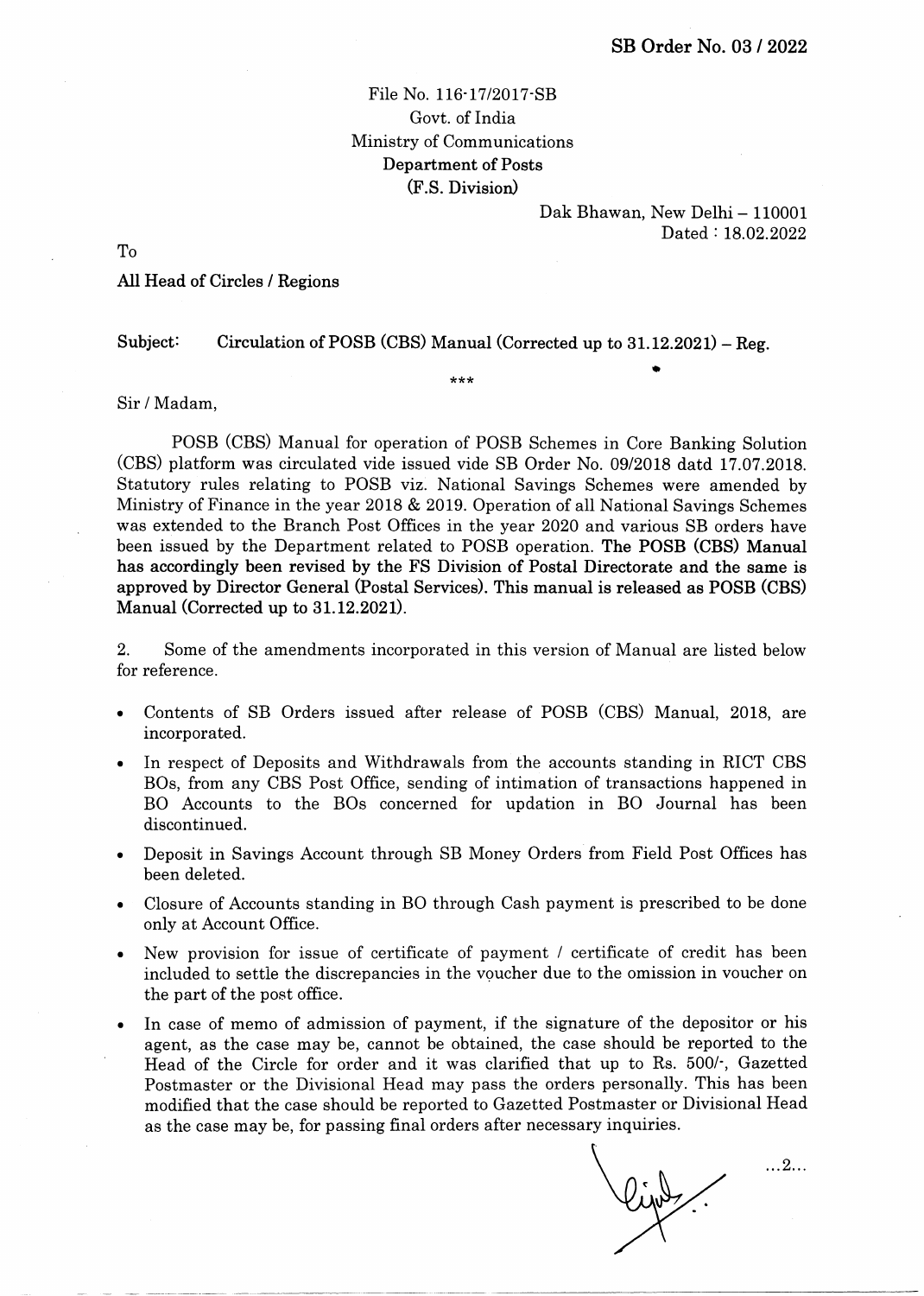**SB Order No. 03 / 2022**

File No. 116-17/2017-SB
Govt. of India
Ministry of Communications
**Department of Posts**
**(F.S. Division)**

Dak Bhawan, New Delhi – 110001
Dated : 18.02.2022

To

**All Head of Circles / Regions**

**Subject: Circulation of POSB (CBS) Manual (Corrected up to 31.12.2021) – Reg.**

\*\*\*

Sir / Madam,

POSB (CBS) Manual for operation of POSB Schemes in Core Banking Solution (CBS) platform was circulated vide issued vide SB Order No. 09/2018 datd 17.07.2018. Statutory rules relating to POSB viz. National Savings Schemes were amended by Ministry of Finance in the year 2018 & 2019. Operation of all National Savings Schemes was extended to the Branch Post Offices in the year 2020 and various SB orders have been issued by the Department related to POSB operation. **The POSB (CBS) Manual has accordingly been revised by the FS Division of Postal Directorate and the same is approved by Director General (Postal Services). This manual is released as POSB (CBS) Manual (Corrected up to 31.12.2021).**

2. Some of the amendments incorporated in this version of Manual are listed below for reference.

- Contents of SB Orders issued after release of POSB (CBS) Manual, 2018, are incorporated.
- In respect of Deposits and Withdrawals from the accounts standing in RICT CBS BOs, from any CBS Post Office, sending of intimation of transactions happened in BO Accounts to the BOs concerned for updation in BO Journal has been discontinued.
- Deposit in Savings Account through SB Money Orders from Field Post Offices has been deleted.
- Closure of Accounts standing in BO through Cash payment is prescribed to be done only at Account Office.
- New provision for issue of certificate of payment / certificate of credit has been included to settle the discrepancies in the voucher due to the omission in voucher on the part of the post office.
- In case of memo of admission of payment, if the signature of the depositor or his agent, as the case may be, cannot be obtained, the case should be reported to the Head of the Circle for order and it was clarified that up to Rs. 500/-, Gazetted Postmaster or the Divisional Head may pass the orders personally. This has been modified that the case should be reported to Gazetted Postmaster or Divisional Head as the case may be, for passing final orders after necessary inquiries.

...2...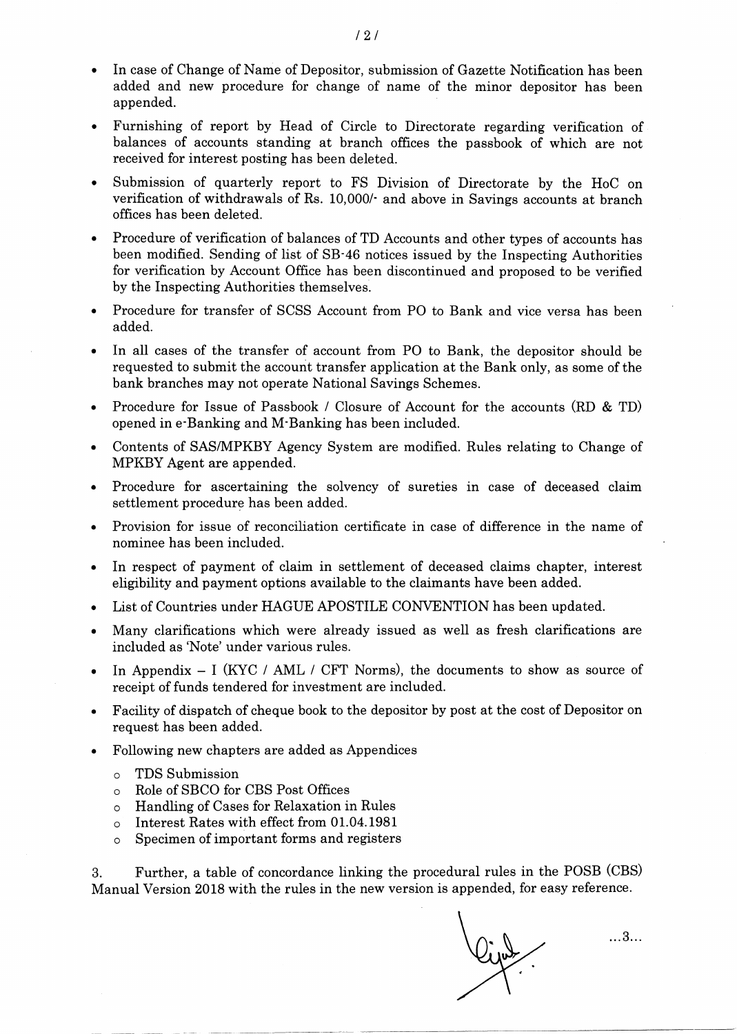- In case of Change of Name of Depositor, submission of Gazette Notification has been added and new procedure for change of name of the minor depositor has been appended.
- Furnishing of report by Head of Circle to Directorate regarding verification of balances of accounts standing at branch offices the passbook of which are not received for interest posting has been deleted.
- Submission of quarterly report to FS Division of Directorate by the HoC on verification of withdrawals of Rs. 10,000/- and above in Savings accounts at branch offices has been deleted.
- Procedure of verification of balances of TD Accounts and other types of accounts has been modified. Sending of list of SB-46 notices issued by the Inspecting Authorities for verification by Account Office has been discontinued and proposed to be verified by the Inspecting Authorities themselves.
- Procedure for transfer of SCSS Account from PO to Bank and vice versa has been added.
- In all cases of the transfer of account from PO to Bank, the depositor should be requested to submit the account transfer application at the Bank only, as some of the bank branches may not operate National Savings Schemes.
- Procedure for Issue of Passbook / Closure of Account for the accounts (RD & TD) opened in e-Banking and M-Banking has been included.
- Contents of SAS/MPKBY Agency System are modified. Rules relating to Change of MPKBY Agent are appended.
- Procedure for ascertaining the solvency of sureties in case of deceased claim settlement procedure has been added.
- Provision for issue of reconciliation certificate in case of difference in the name of nominee has been included.
- In respect of payment of claim in settlement of deceased claims chapter, interest eligibility and payment options available to the claimants have been added.
- List of Countries under HAGUE APOSTILE CONVENTION has been updated.
- Many clarifications which were already issued as well as fresh clarifications are included as 'Note' under various rules.
- In Appendix – I (KYC / AML / CFT Norms), the documents to show as source of receipt of funds tendered for investment are included.
- Facility of dispatch of cheque book to the depositor by post at the cost of Depositor on request has been added.
- Following new chapters are added as Appendices
  - TDS Submission
  - Role of SBCO for CBS Post Offices
  - Handling of Cases for Relaxation in Rules
  - Interest Rates with effect from 01.04.1981
  - Specimen of important forms and registers

3. Further, a table of concordance linking the procedural rules in the POSB (CBS) Manual Version 2018 with the rules in the new version is appended, for easy reference.

...3...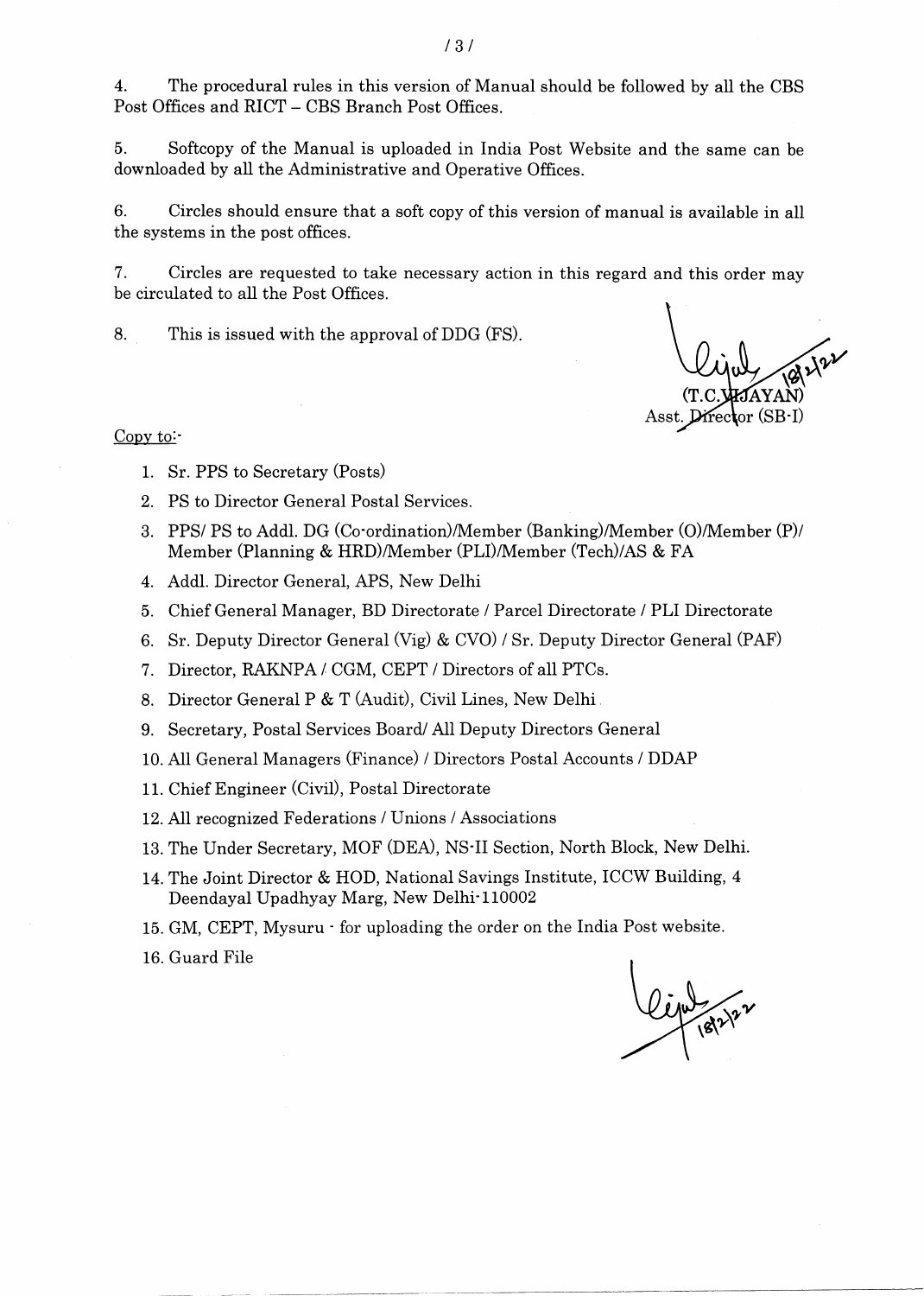4. The procedural rules in this version of Manual should be followed by all the CBS Post Offices and RICT – CBS Branch Post Offices.

5. Softcopy of the Manual is uploaded in India Post Website and the same can be downloaded by all the Administrative and Operative Offices.

6. Circles should ensure that a soft copy of this version of manual is available in all the systems in the post offices.

7. Circles are requested to take necessary action in this regard and this order may be circulated to all the Post Offices.

8. This is issued with the approval of DDG (FS).

18/2/22
(T.C. VIJAYAN)
Asst. Director (SB-I)

Copy to:-

1. Sr. PPS to Secretary (Posts)
2. PS to Director General Postal Services.
3. PPS/ PS to Addl. DG (Co-ordination)/Member (Banking)/Member (O)/Member (P)/ Member (Planning & HRD)/Member (PLI)/Member (Tech)/AS & FA
4. Addl. Director General, APS, New Delhi
5. Chief General Manager, BD Directorate / Parcel Directorate / PLI Directorate
6. Sr. Deputy Director General (Vig) & CVO) / Sr. Deputy Director General (PAF)
7. Director, RAKNPA / CGM, CEPT / Directors of all PTCs.
8. Director General P & T (Audit), Civil Lines, New Delhi
9. Secretary, Postal Services Board/ All Deputy Directors General
10. All General Managers (Finance) / Directors Postal Accounts / DDAP
11. Chief Engineer (Civil), Postal Directorate
12. All recognized Federations / Unions / Associations
13. The Under Secretary, MOF (DEA), NS-II Section, North Block, New Delhi.
14. The Joint Director & HOD, National Savings Institute, ICCW Building, 4 Deendayal Upadhyay Marg, New Delhi-110002
15. GM, CEPT, Mysuru - for uploading the order on the India Post website.
16. Guard File

18/2/22